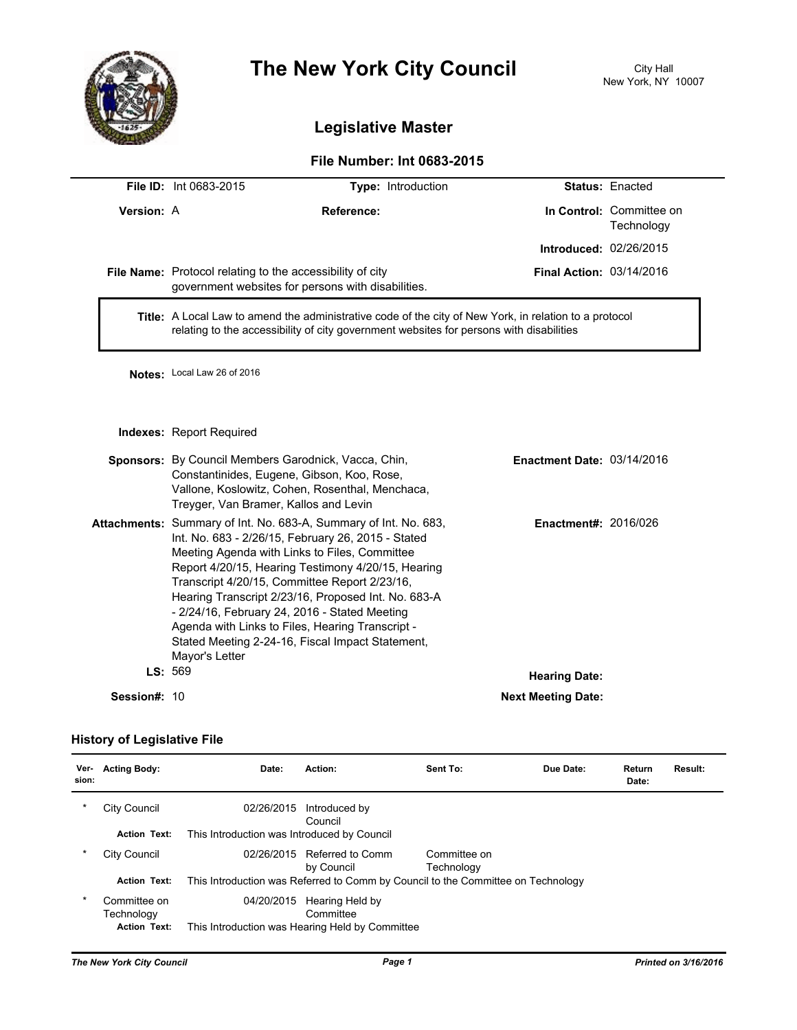# The New York City Council

City Hall
New York, NY 10007

## Legislative Master

### File Number: Int 0683-2015

**File ID:** Int 0683-2015 **Type:** Introduction **Status:** Enacted

**Version:** A **Reference:** **In Control:** Committee on Technology

**Introduced:** 02/26/2015

**File Name:** Protocol relating to the accessibility of city government websites for persons with disabilities. **Final Action:** 03/14/2016

**Title:** A Local Law to amend the administrative code of the city of New York, in relation to a protocol relating to the accessibility of city government websites for persons with disabilities

**Notes:** Local Law 26 of 2016

**Indexes:** Report Required

**Sponsors:** By Council Members Garodnick, Vacca, Chin, Constantinides, Eugene, Gibson, Koo, Rose, Vallone, Koslowitz, Cohen, Rosenthal, Menchaca, Treyger, Van Bramer, Kallos and Levin

**Enactment Date:** 03/14/2016

**Attachments:** Summary of Int. No. 683-A, Summary of Int. No. 683, Int. No. 683 - 2/26/15, February 26, 2015 - Stated Meeting Agenda with Links to Files, Committee Report 4/20/15, Hearing Testimony 4/20/15, Hearing Transcript 4/20/15, Committee Report 2/23/16, Hearing Transcript 2/23/16, Proposed Int. No. 683-A - 2/24/16, February 24, 2016 - Stated Meeting Agenda with Links to Files, Hearing Transcript - Stated Meeting 2-24-16, Fiscal Impact Statement, Mayor's Letter

**Enactment#:** 2016/026

**LS:** 569 **Hearing Date:**

**Session#:** 10 **Next Meeting Date:**

### History of Legislative File

| Ver-sion: | Acting Body: | Date: | Action: | Sent To: | Due Date: | Return Date: | Result: |
|---|---|---|---|---|---|---|---|
| * | City Council | 02/26/2015 | Introduced by Council | | | | |
| | **Action Text:** | This Introduction was Introduced by Council | | | | | |
| * | City Council | 02/26/2015 | Referred to Comm by Council | Committee on Technology | | | |
| | **Action Text:** | This Introduction was Referred to Comm by Council to the Committee on Technology | | | | | |
| * | Committee on Technology | 04/20/2015 | Hearing Held by Committee | | | | |
| | **Action Text:** | This Introduction was Hearing Held by Committee | | | | | |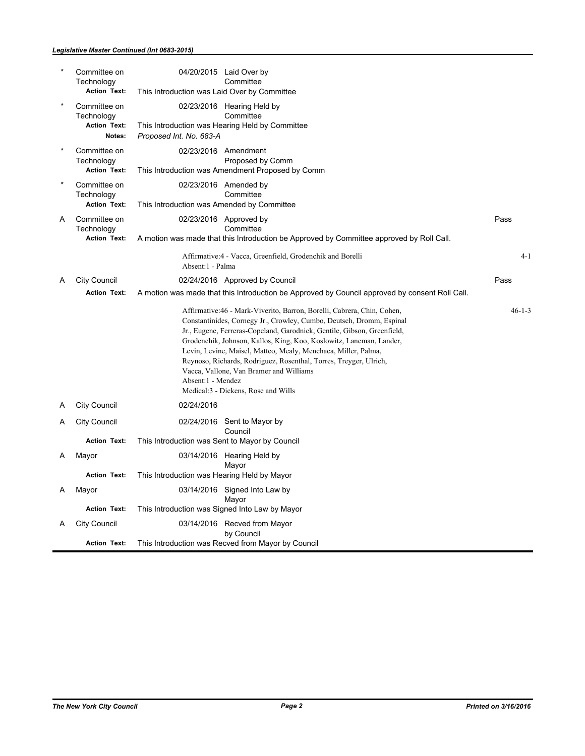| | | | | |
|---|---|---|---|---|
| * | Committee on Technology | 04/20/2015 | Laid Over by Committee | |
| | **Action Text:** | This Introduction was Laid Over by Committee | | |
| * | Committee on Technology | 02/23/2016 | Hearing Held by Committee | |
| | **Action Text:** | This Introduction was Hearing Held by Committee | | |
| | **Notes:** | *Proposed Int. No. 683-A* | | |
| * | Committee on Technology | 02/23/2016 | Amendment Proposed by Comm | |
| | **Action Text:** | This Introduction was Amendment Proposed by Comm | | |
| * | Committee on Technology | 02/23/2016 | Amended by Committee | |
| | **Action Text:** | This Introduction was Amended by Committee | | |
| A | Committee on Technology | 02/23/2016 | Approved by Committee | Pass |
| | **Action Text:** | A motion was made that this Introduction be Approved by Committee approved by Roll Call. | | |
| | | Affirmative:4 - Vacca, Greenfield, Grodenchik and Borelli<br>Absent:1 - Palma | | 4-1 |
| A | City Council | 02/24/2016 | Approved by Council | Pass |
| | **Action Text:** | A motion was made that this Introduction be Approved by Council approved by consent Roll Call. | | |
| | | Affirmative:46 - Mark-Viverito, Barron, Borelli, Cabrera, Chin, Cohen, Constantinides, Cornegy Jr., Crowley, Cumbo, Deutsch, Dromm, Espinal Jr., Eugene, Ferreras-Copeland, Garodnick, Gentile, Gibson, Greenfield, Grodenchik, Johnson, Kallos, King, Koo, Koslowitz, Lancman, Lander, Levin, Levine, Maisel, Matteo, Mealy, Menchaca, Miller, Palma, Reynoso, Richards, Rodriguez, Rosenthal, Torres, Treyger, Ulrich, Vacca, Vallone, Van Bramer and Williams<br>Absent:1 - Mendez<br>Medical:3 - Dickens, Rose and Wills | | 46-1-3 |
| A | City Council | 02/24/2016 | | |
| A | City Council | 02/24/2016 | Sent to Mayor by Council | |
| | **Action Text:** | This Introduction was Sent to Mayor by Council | | |
| A | Mayor | 03/14/2016 | Hearing Held by Mayor | |
| | **Action Text:** | This Introduction was Hearing Held by Mayor | | |
| A | Mayor | 03/14/2016 | Signed Into Law by Mayor | |
| | **Action Text:** | This Introduction was Signed Into Law by Mayor | | |
| A | City Council | 03/14/2016 | Recved from Mayor by Council | |
| | **Action Text:** | This Introduction was Recved from Mayor by Council | | |